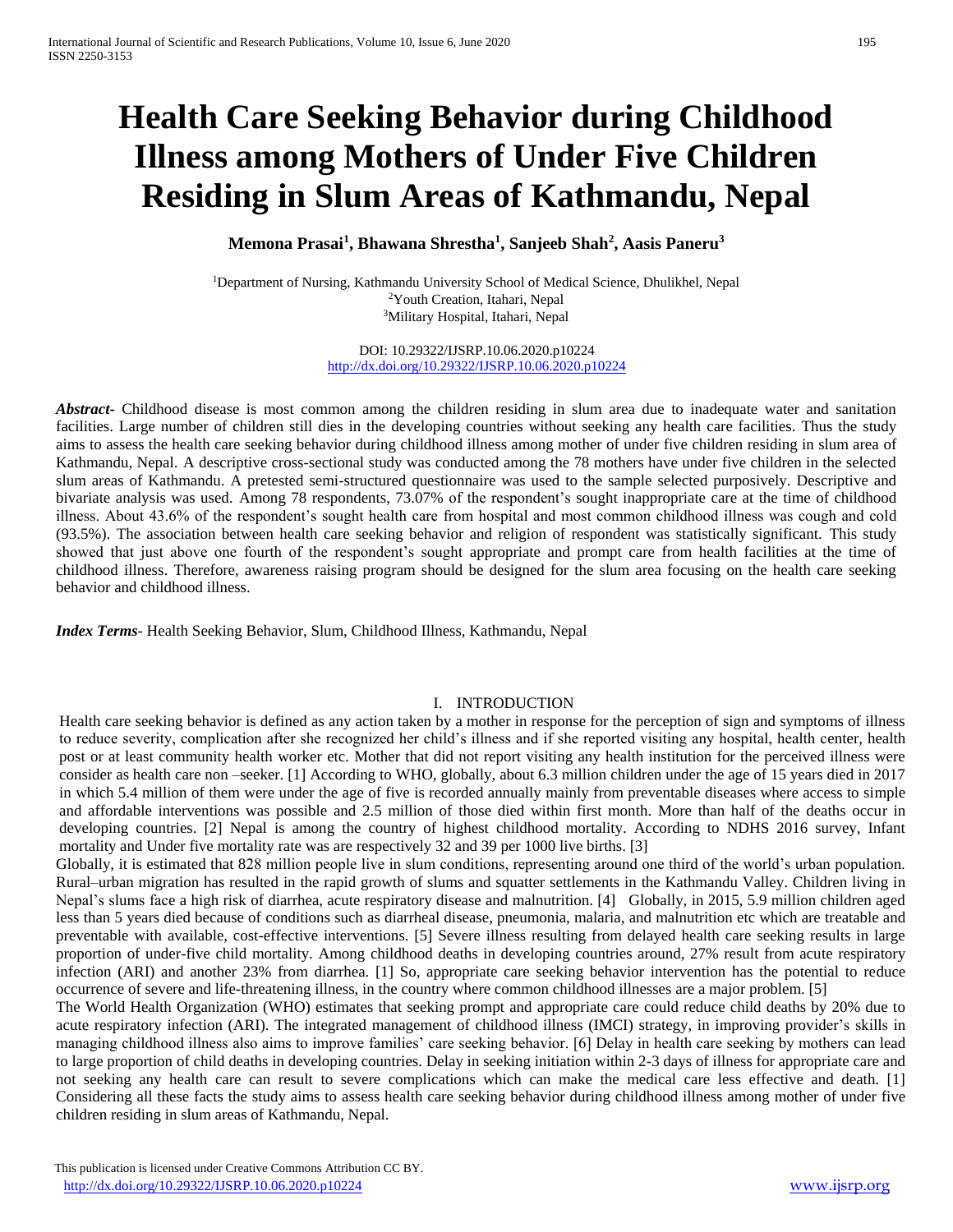# Health Care Seeking Behavior during Childhood Illness among Mothers of Under Five Children Residing in Slum Areas of Kathmandu, Nepal

**Memona Prasai[1], Bhawana Shrestha[1], Sanjeeb Shah[2], Aasis Paneru[3]**

[1]Department of Nursing, Kathmandu University School of Medical Science, Dhulikhel, Nepal
[2]Youth Creation, Itahari, Nepal
[3]Military Hospital, Itahari, Nepal

DOI: 10.29322/IJSRP.10.06.2020.p10224
http://dx.doi.org/10.29322/IJSRP.10.06.2020.p10224

***Abstract-*** Childhood disease is most common among the children residing in slum area due to inadequate water and sanitation facilities. Large number of children still dies in the developing countries without seeking any health care facilities. Thus the study aims to assess the health care seeking behavior during childhood illness among mother of under five children residing in slum area of Kathmandu, Nepal. A descriptive cross-sectional study was conducted among the 78 mothers have under five children in the selected slum areas of Kathmandu. A pretested semi-structured questionnaire was used to the sample selected purposively. Descriptive and bivariate analysis was used. Among 78 respondents, 73.07% of the respondent's sought inappropriate care at the time of childhood illness. About 43.6% of the respondent's sought health care from hospital and most common childhood illness was cough and cold (93.5%). The association between health care seeking behavior and religion of respondent was statistically significant. This study showed that just above one fourth of the respondent's sought appropriate and prompt care from health facilities at the time of childhood illness. Therefore, awareness raising program should be designed for the slum area focusing on the health care seeking behavior and childhood illness.

***Index Terms*-** Health Seeking Behavior, Slum, Childhood Illness, Kathmandu, Nepal

## I. INTRODUCTION

Health care seeking behavior is defined as any action taken by a mother in response for the perception of sign and symptoms of illness to reduce severity, complication after she recognized her child's illness and if she reported visiting any hospital, health center, health post or at least community health worker etc. Mother that did not report visiting any health institution for the perceived illness were consider as health care non –seeker. [1] According to WHO, globally, about 6.3 million children under the age of 15 years died in 2017 in which 5.4 million of them were under the age of five is recorded annually mainly from preventable diseases where access to simple and affordable interventions was possible and 2.5 million of those died within first month. More than half of the deaths occur in developing countries. [2] Nepal is among the country of highest childhood mortality. According to NDHS 2016 survey, Infant mortality and Under five mortality rate was are respectively 32 and 39 per 1000 live births. [3]

Globally, it is estimated that 828 million people live in slum conditions, representing around one third of the world's urban population. Rural–urban migration has resulted in the rapid growth of slums and squatter settlements in the Kathmandu Valley. Children living in Nepal's slums face a high risk of diarrhea, acute respiratory disease and malnutrition. [4] Globally, in 2015, 5.9 million children aged less than 5 years died because of conditions such as diarrheal disease, pneumonia, malaria, and malnutrition etc which are treatable and preventable with available, cost-effective interventions. [5] Severe illness resulting from delayed health care seeking results in large proportion of under-five child mortality. Among childhood deaths in developing countries around, 27% result from acute respiratory infection (ARI) and another 23% from diarrhea. [1] So, appropriate care seeking behavior intervention has the potential to reduce occurrence of severe and life-threatening illness, in the country where common childhood illnesses are a major problem. [5]

The World Health Organization (WHO) estimates that seeking prompt and appropriate care could reduce child deaths by 20% due to acute respiratory infection (ARI). The integrated management of childhood illness (IMCI) strategy, in improving provider's skills in managing childhood illness also aims to improve families' care seeking behavior. [6] Delay in health care seeking by mothers can lead to large proportion of child deaths in developing countries. Delay in seeking initiation within 2-3 days of illness for appropriate care and not seeking any health care can result to severe complications which can make the medical care less effective and death. [1] Considering all these facts the study aims to assess health care seeking behavior during childhood illness among mother of under five children residing in slum areas of Kathmandu, Nepal.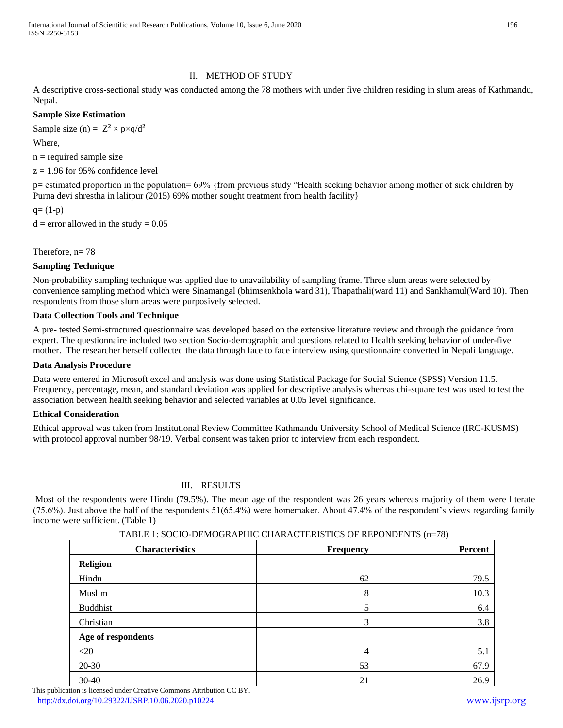## II. METHOD OF STUDY

A descriptive cross-sectional study was conducted among the 78 mothers with under five children residing in slum areas of Kathmandu, Nepal.

**Sample Size Estimation**

Sample size (n) = $Z^2 \times p \times q / d^2$

Where,

n = required sample size

z = 1.96 for 95% confidence level

p= estimated proportion in the population= 69% {from previous study "Health seeking behavior among mother of sick children by Purna devi shrestha in lalitpur (2015) 69% mother sought treatment from health facility}

q= (1-p)

d = error allowed in the study = 0.05

Therefore, n= 78

**Sampling Technique**

Non-probability sampling technique was applied due to unavailability of sampling frame. Three slum areas were selected by convenience sampling method which were Sinamangal (bhimsenkhola ward 31), Thapathali(ward 11) and Sankhamul(Ward 10). Then respondents from those slum areas were purposively selected.

**Data Collection Tools and Technique**

A pre- tested Semi-structured questionnaire was developed based on the extensive literature review and through the guidance from expert. The questionnaire included two section Socio-demographic and questions related to Health seeking behavior of under-five mother. The researcher herself collected the data through face to face interview using questionnaire converted in Nepali language.

**Data Analysis Procedure**

Data were entered in Microsoft excel and analysis was done using Statistical Package for Social Science (SPSS) Version 11.5. Frequency, percentage, mean, and standard deviation was applied for descriptive analysis whereas chi-square test was used to test the association between health seeking behavior and selected variables at 0.05 level significance.

**Ethical Consideration**

Ethical approval was taken from Institutional Review Committee Kathmandu University School of Medical Science (IRC-KUSMS) with protocol approval number 98/19. Verbal consent was taken prior to interview from each respondent.

## III. RESULTS

Most of the respondents were Hindu (79.5%). The mean age of the respondent was 26 years whereas majority of them were literate (75.6%). Just above the half of the respondents 51(65.4%) were homemaker. About 47.4% of the respondent's views regarding family income were sufficient. (Table 1)

TABLE 1: SOCIO-DEMOGRAPHIC CHARACTERISTICS OF REPONDENTS (n=78)

| Characteristics | Frequency | Percent |
|---|---|---|
| **Religion** | | |
| Hindu | 62 | 79.5 |
| Muslim | 8 | 10.3 |
| Buddhist | 5 | 6.4 |
| Christian | 3 | 3.8 |
| **Age of respondents** | | |
| <20 | 4 | 5.1 |
| 20-30 | 53 | 67.9 |
| 30-40 | 21 | 26.9 |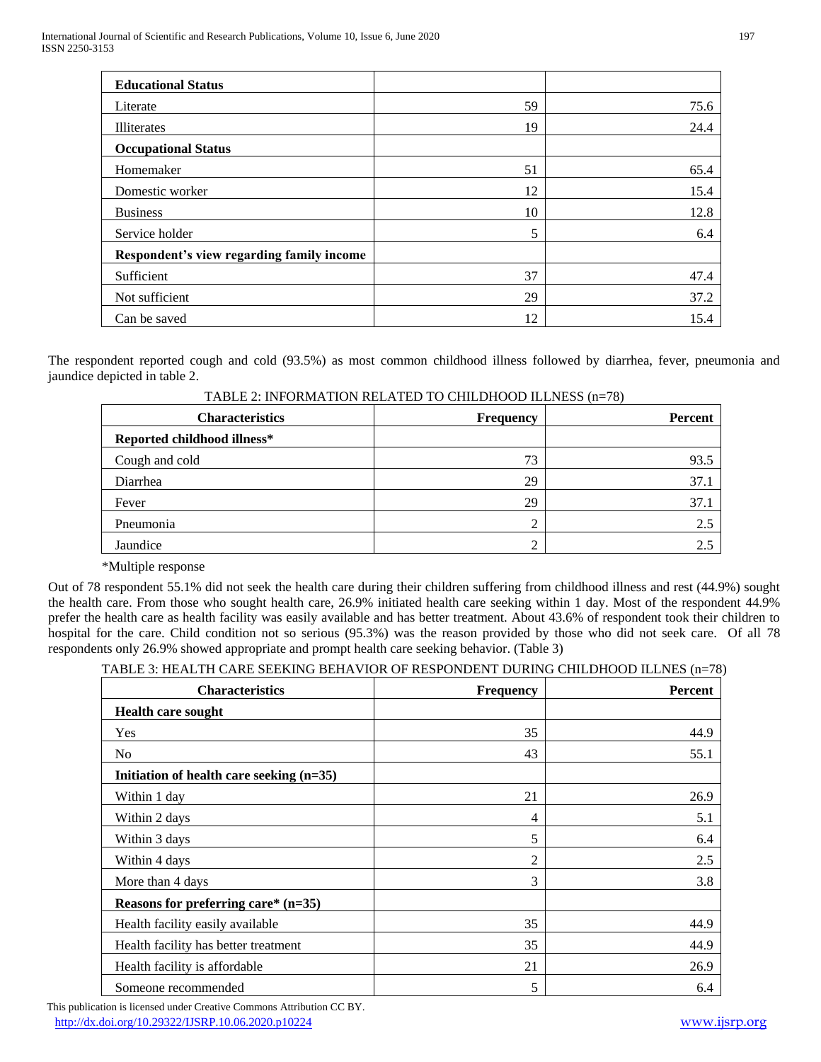| Educational Status | | |
|---|---|---|
| Literate | 59 | 75.6 |
| Illiterates | 19 | 24.4 |
| **Occupational Status** | | |
| Homemaker | 51 | 65.4 |
| Domestic worker | 12 | 15.4 |
| Business | 10 | 12.8 |
| Service holder | 5 | 6.4 |
| **Respondent's view regarding family income** | | |
| Sufficient | 37 | 47.4 |
| Not sufficient | 29 | 37.2 |
| Can be saved | 12 | 15.4 |

The respondent reported cough and cold (93.5%) as most common childhood illness followed by diarrhea, fever, pneumonia and jaundice depicted in table 2.

TABLE 2: INFORMATION RELATED TO CHILDHOOD ILLNESS (n=78)

| Characteristics | Frequency | Percent |
|---|---|---|
| **Reported childhood illness*** | | |
| Cough and cold | 73 | 93.5 |
| Diarrhea | 29 | 37.1 |
| Fever | 29 | 37.1 |
| Pneumonia | 2 | 2.5 |
| Jaundice | 2 | 2.5 |

*Multiple response

Out of 78 respondent 55.1% did not seek the health care during their children suffering from childhood illness and rest (44.9%) sought the health care. From those who sought health care, 26.9% initiated health care seeking within 1 day. Most of the respondent 44.9% prefer the health care as health facility was easily available and has better treatment. About 43.6% of respondent took their children to hospital for the care. Child condition not so serious (95.3%) was the reason provided by those who did not seek care. Of all 78 respondents only 26.9% showed appropriate and prompt health care seeking behavior. (Table 3)

TABLE 3: HEALTH CARE SEEKING BEHAVIOR OF RESPONDENT DURING CHILDHOOD ILLNES (n=78)

| Characteristics | Frequency | Percent |
|---|---|---|
| **Health care sought** | | |
| Yes | 35 | 44.9 |
| No | 43 | 55.1 |
| **Initiation of health care seeking (n=35)** | | |
| Within 1 day | 21 | 26.9 |
| Within 2 days | 4 | 5.1 |
| Within 3 days | 5 | 6.4 |
| Within 4 days | 2 | 2.5 |
| More than 4 days | 3 | 3.8 |
| **Reasons for preferring care* (n=35)** | | |
| Health facility easily available | 35 | 44.9 |
| Health facility has better treatment | 35 | 44.9 |
| Health facility is affordable | 21 | 26.9 |
| Someone recommended | 5 | 6.4 |

This publication is licensed under Creative Commons Attribution CC BY.
http://dx.doi.org/10.29322/IJSRP.10.06.2020.p10224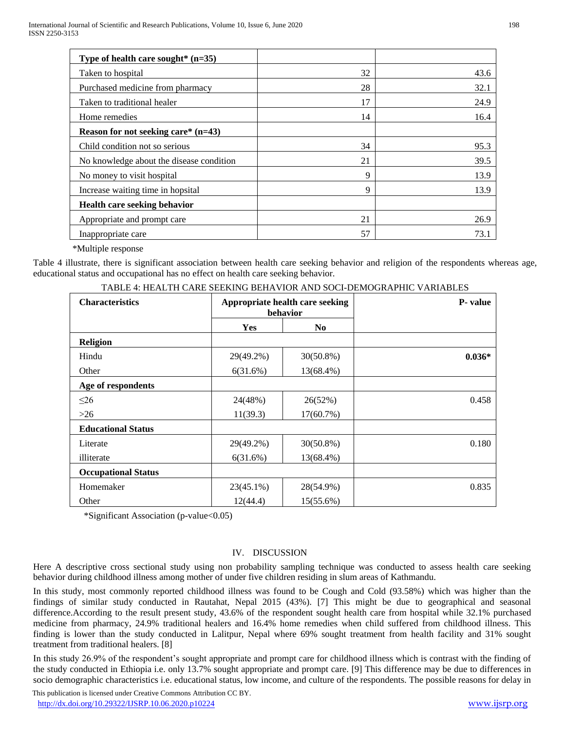| Type of health care sought* (n=35) | | |
|---|---|---|
| Taken to hospital | 32 | 43.6 |
| Purchased medicine from pharmacy | 28 | 32.1 |
| Taken to traditional healer | 17 | 24.9 |
| Home remedies | 14 | 16.4 |
| **Reason for not seeking care* (n=43)** | | |
| Child condition not so serious | 34 | 95.3 |
| No knowledge about the disease condition | 21 | 39.5 |
| No money to visit hospital | 9 | 13.9 |
| Increase waiting time in hopsital | 9 | 13.9 |
| **Health care seeking behavior** | | |
| Appropriate and prompt care | 21 | 26.9 |
| Inappropriate care | 57 | 73.1 |

*Multiple response

Table 4 illustrate, there is significant association between health care seeking behavior and religion of the respondents whereas age, educational status and occupational has no effect on health care seeking behavior.

TABLE 4: HEALTH CARE SEEKING BEHAVIOR AND SOCI-DEMOGRAPHIC VARIABLES

| Characteristics | Appropriate health care seeking behavior | | P- value |
|---|---|---|---|
| | Yes | No | |
| **Religion** | | | |
| Hindu | 29(49.2%) | 30(50.8%) | **0.036*** |
| Other | 6(31.6%) | 13(68.4%) | |
| **Age of respondents** | | | |
| ≤26 | 24(48%) | 26(52%) | 0.458 |
| >26 | 11(39.3) | 17(60.7%) | |
| **Educational Status** | | | |
| Literate | 29(49.2%) | 30(50.8%) | 0.180 |
| illiterate | 6(31.6%) | 13(68.4%) | |
| **Occupational Status** | | | |
| Homemaker | 23(45.1%) | 28(54.9%) | 0.835 |
| Other | 12(44.4) | 15(55.6%) | |

*Significant Association (p-value<0.05)

## IV. DISCUSSION

Here A descriptive cross sectional study using non probability sampling technique was conducted to assess health care seeking behavior during childhood illness among mother of under five children residing in slum areas of Kathmandu.

In this study, most commonly reported childhood illness was found to be Cough and Cold (93.58%) which was higher than the findings of similar study conducted in Rautahat, Nepal 2015 (43%). [7] This might be due to geographical and seasonal difference.According to the result present study, 43.6% of the respondent sought health care from hospital while 32.1% purchased medicine from pharmacy, 24.9% traditional healers and 16.4% home remedies when child suffered from childhood illness. This finding is lower than the study conducted in Lalitpur, Nepal where 69% sought treatment from health facility and 31% sought treatment from traditional healers. [8]

In this study 26.9% of the respondent's sought appropriate and prompt care for childhood illness which is contrast with the finding of the study conducted in Ethiopia i.e. only 13.7% sought appropriate and prompt care. [9] This difference may be due to differences in socio demographic characteristics i.e. educational status, low income, and culture of the respondents. The possible reasons for delay in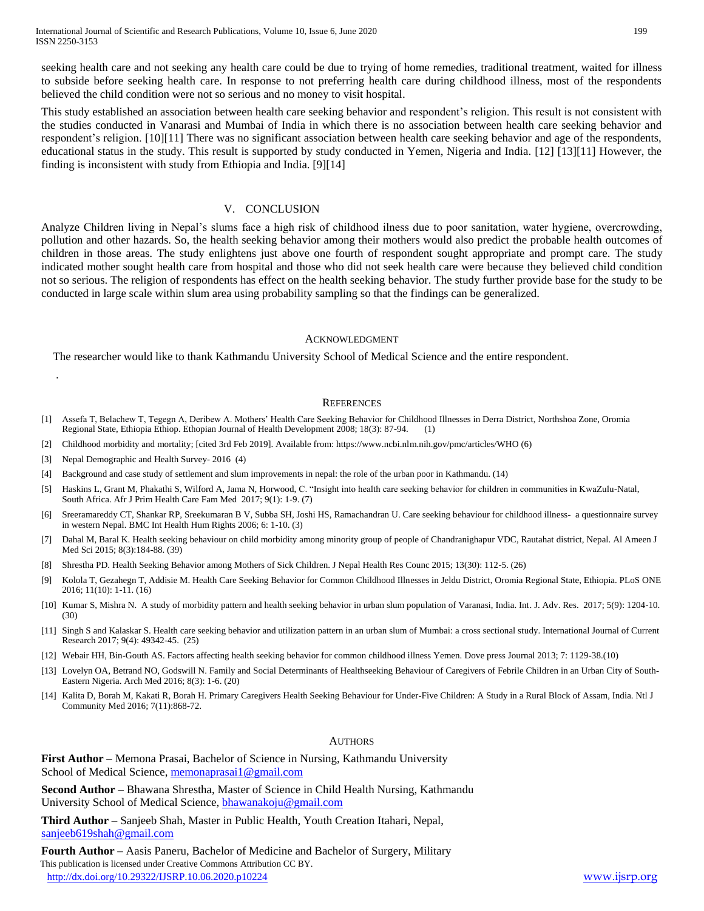seeking health care and not seeking any health care could be due to trying of home remedies, traditional treatment, waited for illness to subside before seeking health care. In response to not preferring health care during childhood illness, most of the respondents believed the child condition were not so serious and no money to visit hospital.

This study established an association between health care seeking behavior and respondent's religion. This result is not consistent with the studies conducted in Vanarasi and Mumbai of India in which there is no association between health care seeking behavior and respondent's religion. [10][11] There was no significant association between health care seeking behavior and age of the respondents, educational status in the study. This result is supported by study conducted in Yemen, Nigeria and India. [12] [13][11] However, the finding is inconsistent with study from Ethiopia and India. [9][14]

## V. CONCLUSION

Analyze Children living in Nepal's slums face a high risk of childhood ilness due to poor sanitation, water hygiene, overcrowding, pollution and other hazards. So, the health seeking behavior among their mothers would also predict the probable health outcomes of children in those areas. The study enlightens just above one fourth of respondent sought appropriate and prompt care. The study indicated mother sought health care from hospital and those who did not seek health care were because they believed child condition not so serious. The religion of respondents has effect on the health seeking behavior. The study further provide base for the study to be conducted in large scale within slum area using probability sampling so that the findings can be generalized.

## ACKNOWLEDGMENT

The researcher would like to thank Kathmandu University School of Medical Science and the entire respondent.

.

## REFERENCES

[1] Assefa T, Belachew T, Tegegn A, Deribew A. Mothers' Health Care Seeking Behavior for Childhood Illnesses in Derra District, Northshoa Zone, Oromia Regional State, Ethiopia Ethiop. Ethopian Journal of Health Development 2008; 18(3): 87-94. (1)

[2] Childhood morbidity and mortality; [cited 3rd Feb 2019]. Available from: https://www.ncbi.nlm.nih.gov/pmc/articles/WHO (6)

[3] Nepal Demographic and Health Survey- 2016 (4)

[4] Background and case study of settlement and slum improvements in nepal: the role of the urban poor in Kathmandu. (14)

[5] Haskins L, Grant M, Phakathi S, Wilford A, Jama N, Horwood, C. "Insight into health care seeking behavior for children in communities in KwaZulu-Natal, South Africa. Afr J Prim Health Care Fam Med 2017; 9(1): 1-9. (7)

[6] Sreeramareddy CT, Shankar RP, Sreekumaran B V, Subba SH, Joshi HS, Ramachandran U. Care seeking behaviour for childhood illness- a questionnaire survey in western Nepal. BMC Int Health Hum Rights 2006; 6: 1-10. (3)

[7] Dahal M, Baral K. Health seeking behaviour on child morbidity among minority group of people of Chandranighapur VDC, Rautahat district, Nepal. Al Ameen J Med Sci 2015; 8(3):184-88. (39)

[8] Shrestha PD. Health Seeking Behavior among Mothers of Sick Children. J Nepal Health Res Counc 2015; 13(30): 112-5. (26)

[9] Kolola T, Gezahegn T, Addisie M. Health Care Seeking Behavior for Common Childhood Illnesses in Jeldu District, Oromia Regional State, Ethiopia. PLoS ONE 2016; 11(10): 1-11. (16)

[10] Kumar S, Mishra N. A study of morbidity pattern and health seeking behavior in urban slum population of Varanasi, India. Int. J. Adv. Res. 2017; 5(9): 1204-10. (30)

[11] Singh S and Kalaskar S. Health care seeking behavior and utilization pattern in an urban slum of Mumbai: a cross sectional study. International Journal of Current Research 2017; 9(4): 49342-45. (25)

[12] Webair HH, Bin-Gouth AS. Factors affecting health seeking behavior for common childhood illness Yemen. Dove press Journal 2013; 7: 1129-38.(10)

[13] Lovelyn OA, Betrand NO, Godswill N. Family and Social Determinants of Healthseeking Behaviour of Caregivers of Febrile Children in an Urban City of South-Eastern Nigeria. Arch Med 2016; 8(3): 1-6. (20)

[14] Kalita D, Borah M, Kakati R, Borah H. Primary Caregivers Health Seeking Behaviour for Under-Five Children: A Study in a Rural Block of Assam, India. Ntl J Community Med 2016; 7(11):868-72.

## AUTHORS

**First Author** – Memona Prasai, Bachelor of Science in Nursing, Kathmandu University School of Medical Science, memonaprasai1@gmail.com

**Second Author** – Bhawana Shrestha, Master of Science in Child Health Nursing, Kathmandu University School of Medical Science, bhawanakoju@gmail.com

**Third Author** – Sanjeeb Shah, Master in Public Health, Youth Creation Itahari, Nepal, sanjeeb619shah@gmail.com

**Fourth Author –** Aasis Paneru, Bachelor of Medicine and Bachelor of Surgery, Military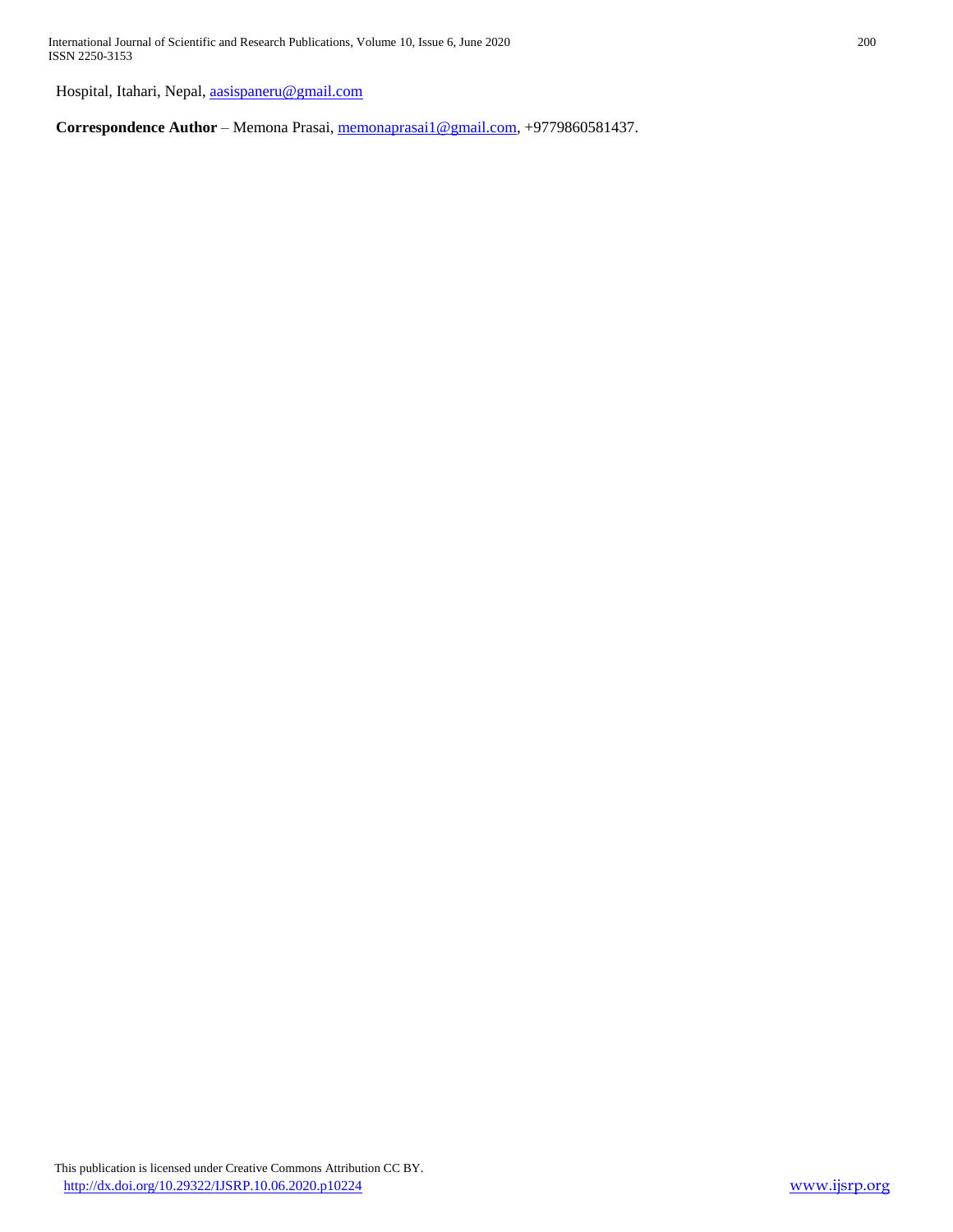Hospital, Itahari, Nepal, aasispaneru@gmail.com

**Correspondence Author** – Memona Prasai, memonaprasai1@gmail.com, +9779860581437.